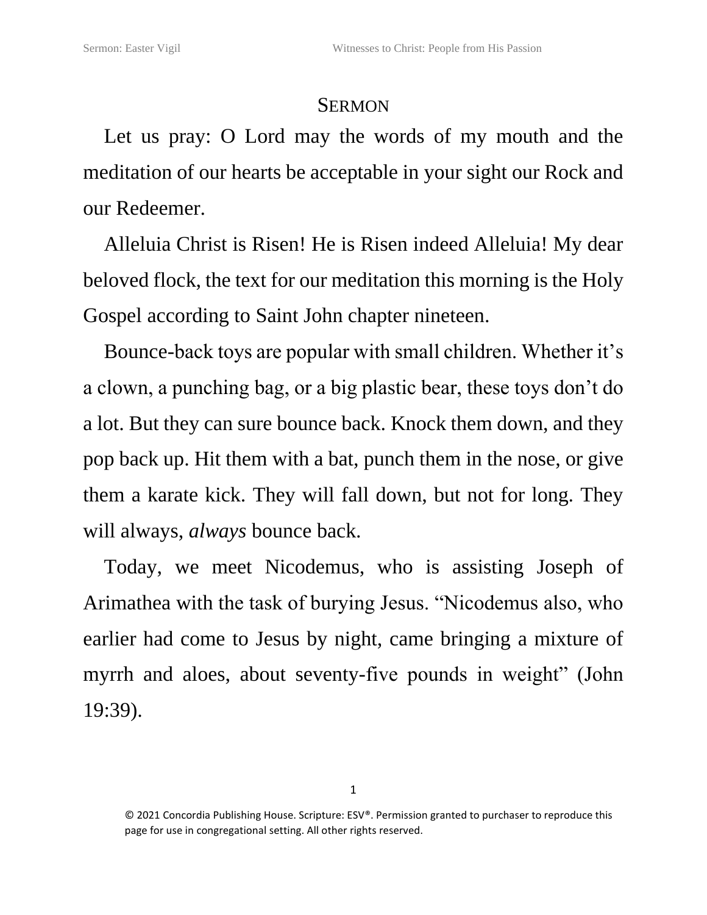# Sermon

Let us pray: O Lord may the words of my mouth and the meditation of our hearts be acceptable in your sight our Rock and our Redeemer.

Alleluia Christ is Risen! He is Risen indeed Alleluia! My dear beloved flock, the text for our meditation this morning is the Holy Gospel according to Saint John chapter nineteen.

Bounce-back toys are popular with small children. Whether it's a clown, a punching bag, or a big plastic bear, these toys don't do a lot. But they can sure bounce back. Knock them down, and they pop back up. Hit them with a bat, punch them in the nose, or give them a karate kick. They will fall down, but not for long. They will always, *always* bounce back.

Today, we meet Nicodemus, who is assisting Joseph of Arimathea with the task of burying Jesus. "Nicodemus also, who earlier had come to Jesus by night, came bringing a mixture of myrrh and aloes, about seventy-five pounds in weight" (John 19:39).

© 2021 Concordia Publishing House. Scripture: ESV®. Permission granted to purchaser to reproduce this page for use in congregational setting. All other rights reserved.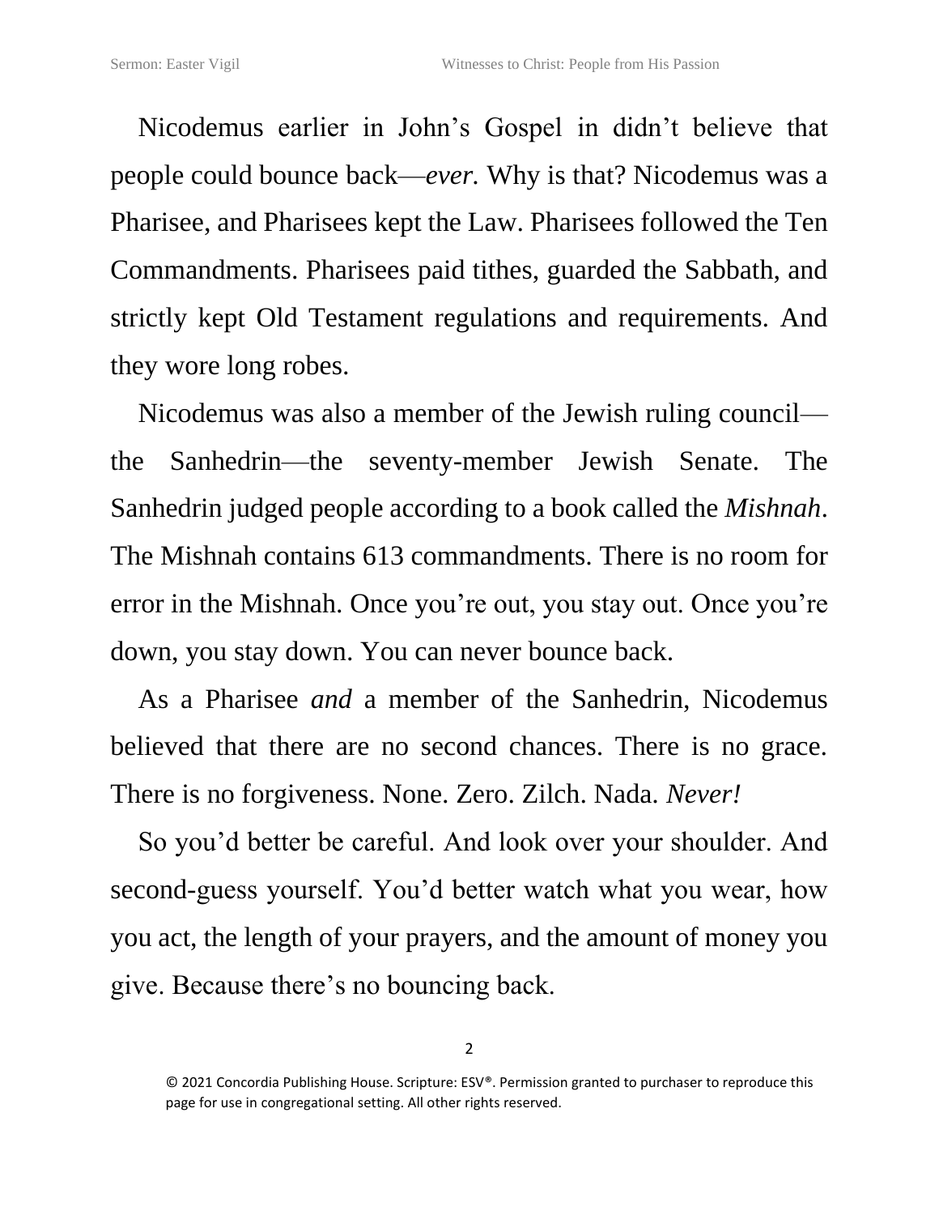Nicodemus earlier in John's Gospel in didn't believe that people could bounce back—*ever.* Why is that? Nicodemus was a Pharisee, and Pharisees kept the Law. Pharisees followed the Ten Commandments. Pharisees paid tithes, guarded the Sabbath, and strictly kept Old Testament regulations and requirements. And they wore long robes.

Nicodemus was also a member of the Jewish ruling council—the Sanhedrin—the seventy-member Jewish Senate. The Sanhedrin judged people according to a book called the *Mishnah*. The Mishnah contains 613 commandments. There is no room for error in the Mishnah. Once you're out, you stay out. Once you're down, you stay down. You can never bounce back.

As a Pharisee *and* a member of the Sanhedrin, Nicodemus believed that there are no second chances. There is no grace. There is no forgiveness. None. Zero. Zilch. Nada. *Never!*

So you'd better be careful. And look over your shoulder. And second-guess yourself. You'd better watch what you wear, how you act, the length of your prayers, and the amount of money you give. Because there's no bouncing back.

© 2021 Concordia Publishing House. Scripture: ESV®. Permission granted to purchaser to reproduce this page for use in congregational setting. All other rights reserved.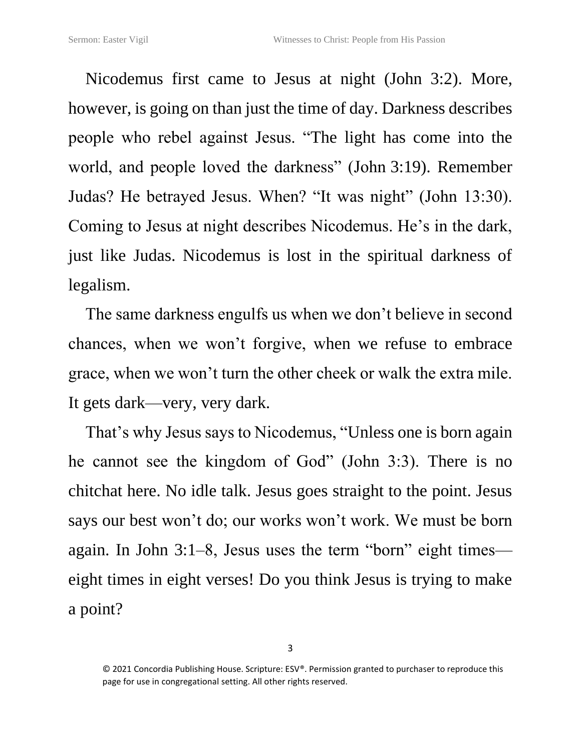Nicodemus first came to Jesus at night (John 3:2). More, however, is going on than just the time of day. Darkness describes people who rebel against Jesus. "The light has come into the world, and people loved the darkness" (John 3:19). Remember Judas? He betrayed Jesus. When? "It was night" (John 13:30). Coming to Jesus at night describes Nicodemus. He's in the dark, just like Judas. Nicodemus is lost in the spiritual darkness of legalism.

The same darkness engulfs us when we don't believe in second chances, when we won't forgive, when we refuse to embrace grace, when we won't turn the other cheek or walk the extra mile. It gets dark—very, very dark.

That's why Jesus says to Nicodemus, "Unless one is born again he cannot see the kingdom of God" (John 3:3). There is no chitchat here. No idle talk. Jesus goes straight to the point. Jesus says our best won't do; our works won't work. We must be born again. In John 3:1–8, Jesus uses the term "born" eight times—eight times in eight verses! Do you think Jesus is trying to make a point?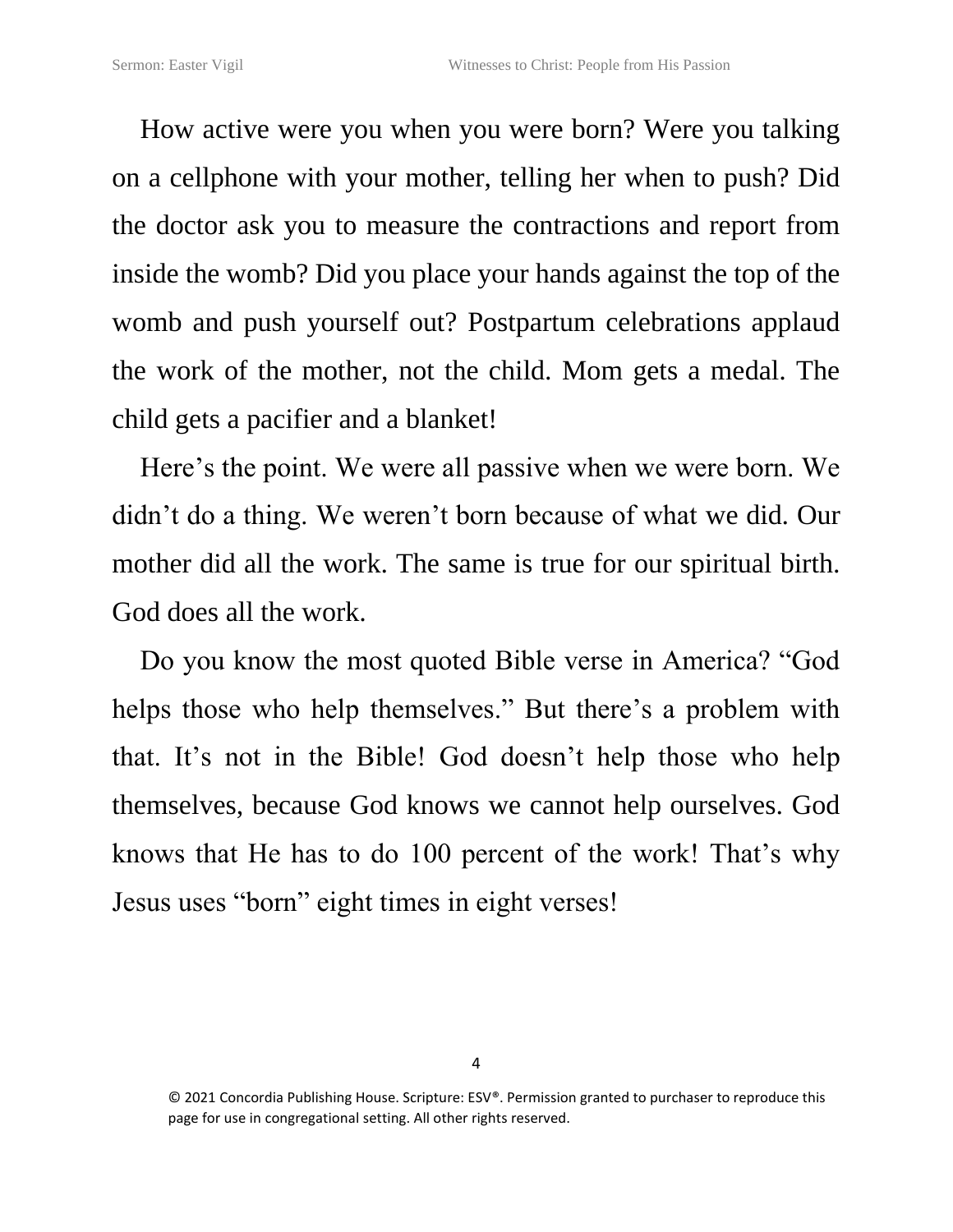How active were you when you were born? Were you talking on a cellphone with your mother, telling her when to push? Did the doctor ask you to measure the contractions and report from inside the womb? Did you place your hands against the top of the womb and push yourself out? Postpartum celebrations applaud the work of the mother, not the child. Mom gets a medal. The child gets a pacifier and a blanket!

Here's the point. We were all passive when we were born. We didn't do a thing. We weren't born because of what we did. Our mother did all the work. The same is true for our spiritual birth. God does all the work.

Do you know the most quoted Bible verse in America? "God helps those who help themselves." But there's a problem with that. It's not in the Bible! God doesn't help those who help themselves, because God knows we cannot help ourselves. God knows that He has to do 100 percent of the work! That's why Jesus uses "born" eight times in eight verses!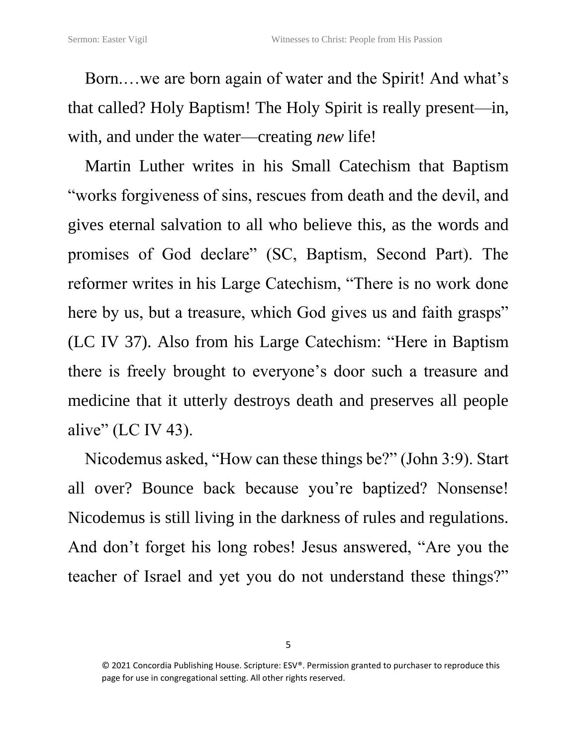Born.…we are born again of water and the Spirit! And what's that called? Holy Baptism! The Holy Spirit is really present—in, with, and under the water—creating *new* life!

Martin Luther writes in his Small Catechism that Baptism "works forgiveness of sins, rescues from death and the devil, and gives eternal salvation to all who believe this, as the words and promises of God declare" (SC, Baptism, Second Part). The reformer writes in his Large Catechism, "There is no work done here by us, but a treasure, which God gives us and faith grasps" (LC IV 37). Also from his Large Catechism: "Here in Baptism there is freely brought to everyone's door such a treasure and medicine that it utterly destroys death and preserves all people alive" (LC IV 43).

Nicodemus asked, "How can these things be?" (John 3:9). Start all over? Bounce back because you're baptized? Nonsense! Nicodemus is still living in the darkness of rules and regulations. And don't forget his long robes! Jesus answered, "Are you the teacher of Israel and yet you do not understand these things?"

© 2021 Concordia Publishing House. Scripture: ESV®. Permission granted to purchaser to reproduce this page for use in congregational setting. All other rights reserved.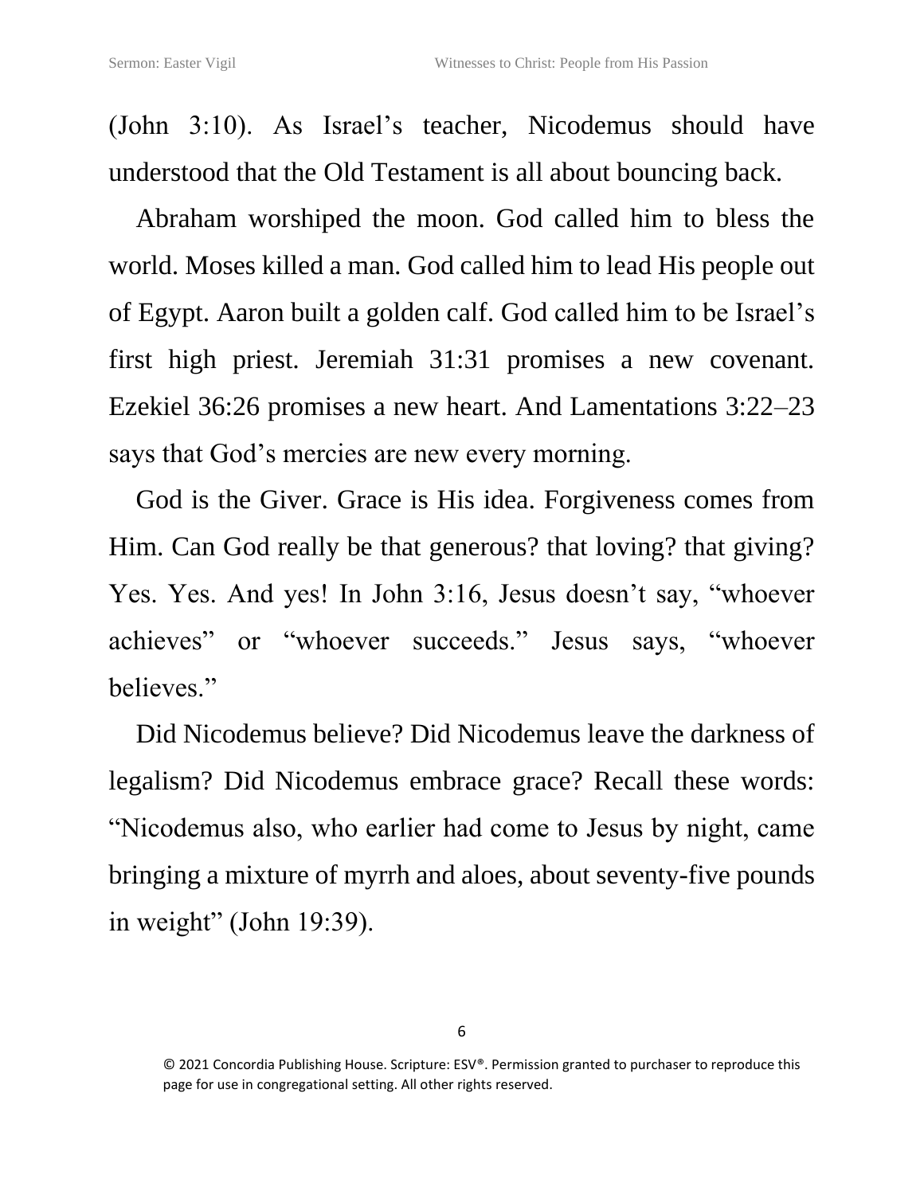(John 3:10). As Israel's teacher, Nicodemus should have understood that the Old Testament is all about bouncing back.

Abraham worshiped the moon. God called him to bless the world. Moses killed a man. God called him to lead His people out of Egypt. Aaron built a golden calf. God called him to be Israel's first high priest. Jeremiah 31:31 promises a new covenant. Ezekiel 36:26 promises a new heart. And Lamentations 3:22–23 says that God's mercies are new every morning.

God is the Giver. Grace is His idea. Forgiveness comes from Him. Can God really be that generous? that loving? that giving? Yes. Yes. And yes! In John 3:16, Jesus doesn't say, "whoever achieves" or "whoever succeeds." Jesus says, "whoever believes."

Did Nicodemus believe? Did Nicodemus leave the darkness of legalism? Did Nicodemus embrace grace? Recall these words: "Nicodemus also, who earlier had come to Jesus by night, came bringing a mixture of myrrh and aloes, about seventy-five pounds in weight" (John 19:39).

© 2021 Concordia Publishing House. Scripture: ESV®. Permission granted to purchaser to reproduce this page for use in congregational setting. All other rights reserved.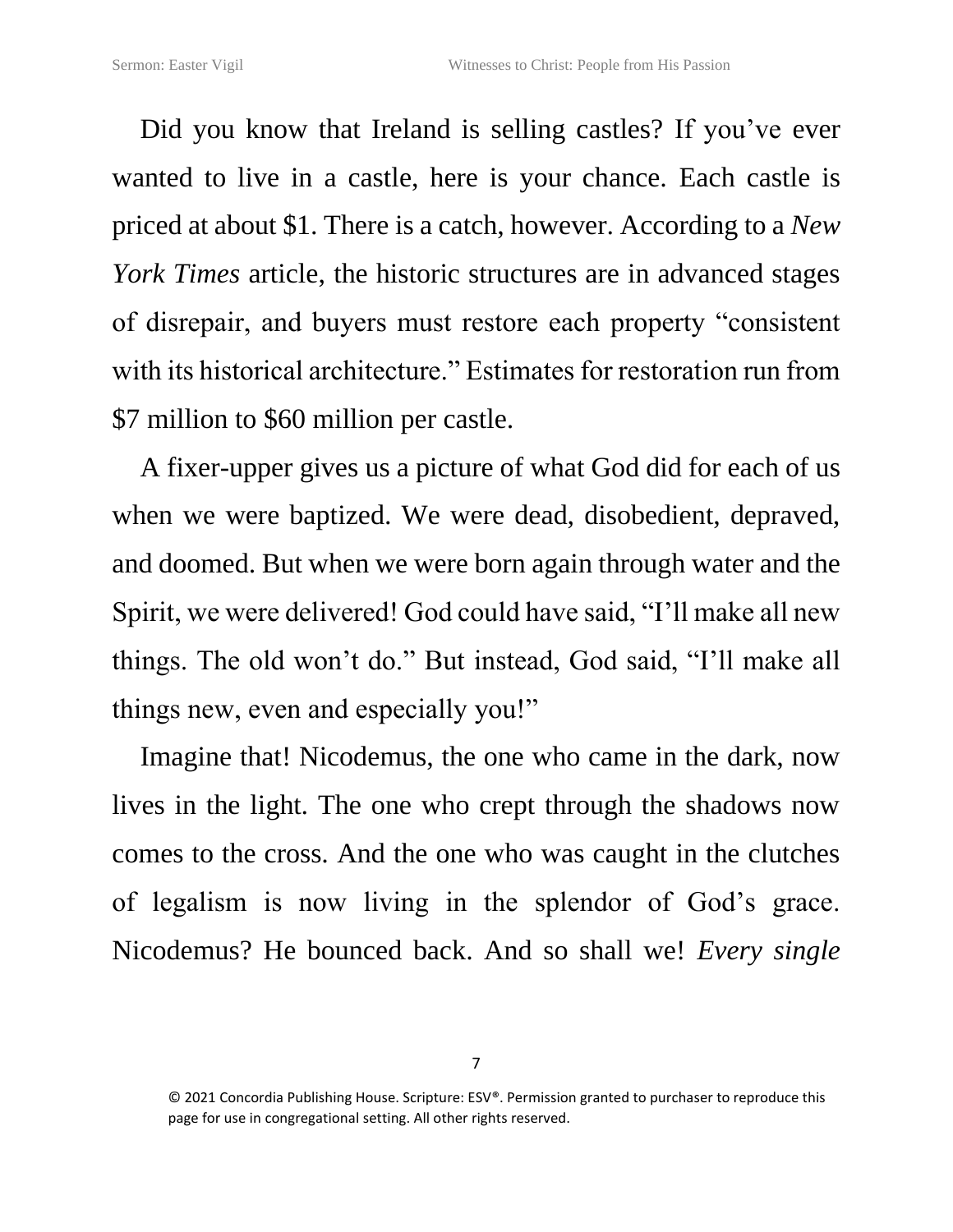Did you know that Ireland is selling castles? If you've ever wanted to live in a castle, here is your chance. Each castle is priced at about $1. There is a catch, however. According to a *New York Times* article, the historic structures are in advanced stages of disrepair, and buyers must restore each property "consistent with its historical architecture." Estimates for restoration run from $7 million to $60 million per castle.

A fixer-upper gives us a picture of what God did for each of us when we were baptized. We were dead, disobedient, depraved, and doomed. But when we were born again through water and the Spirit, we were delivered! God could have said, "I'll make all new things. The old won't do." But instead, God said, "I'll make all things new, even and especially you!"

Imagine that! Nicodemus, the one who came in the dark, now lives in the light. The one who crept through the shadows now comes to the cross. And the one who was caught in the clutches of legalism is now living in the splendor of God's grace. Nicodemus? He bounced back. And so shall we! *Every single*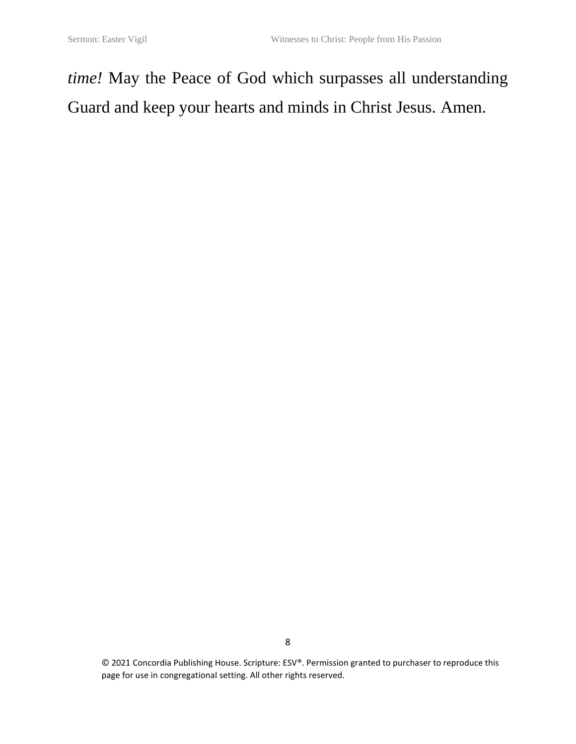*time!* May the Peace of God which surpasses all understanding Guard and keep your hearts and minds in Christ Jesus. Amen.

© 2021 Concordia Publishing House. Scripture: ESV®. Permission granted to purchaser to reproduce this page for use in congregational setting. All other rights reserved.